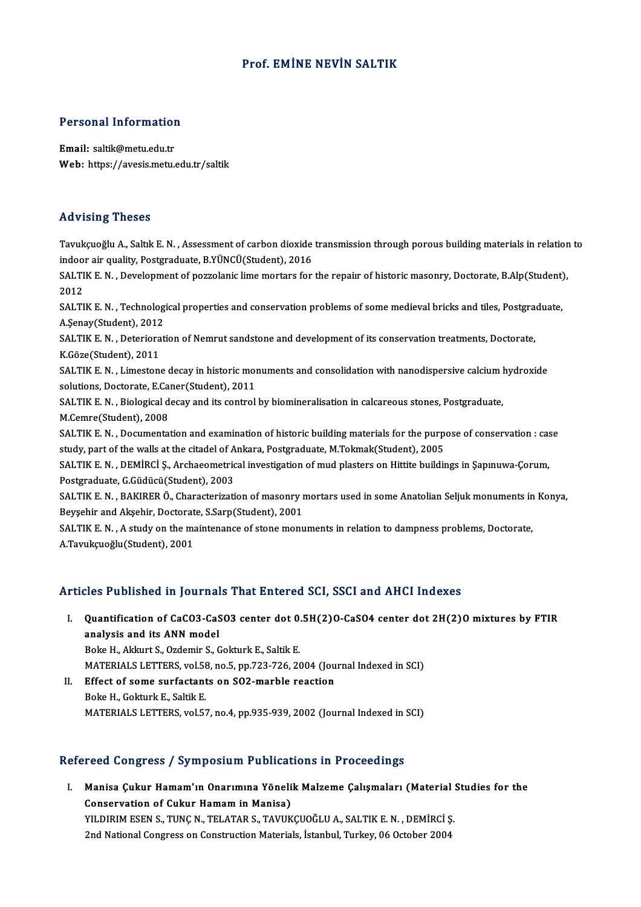# Prof. EMİNE NEVİN SALTIK

## Personal Information

**Email:** saltik@metu.edu.tr
**Web:** https://avesis.metu.edu.tr/saltik

## Advising Theses

Tavukçuoğlu A., Saltık E. N. , Assessment of carbon dioxide transmission through porous building materials in relation to indoor air quality, Postgraduate, B.YÜNCÜ(Student), 2016

SALTIK E. N. , Development of pozzolanic lime mortars for the repaır of historic masonry, Doctorate, B.Alp(Student), 2012

SALTIK E. N. , Technological properties and conservation problems of some medieval bricks and tiles, Postgraduate, A.Şenay(Student), 2012

SALTIK E. N. , Deterioration of Nemrut sandstone and development of its conservation treatments, Doctorate, K.Göze(Student), 2011

SALTIK E. N. , Limestone decay in historic monuments and consolidation with nanodispersive calcium hydroxide solutions, Doctorate, E.Caner(Student), 2011

SALTIK E. N. , Biological decay and its control by biomineralisation in calcareous stones, Postgraduate, M.Cemre(Student), 2008

SALTIK E. N. , Documentation and examination of historic building materials for the purpose of conservation : case study, part of the walls at the citadel of Ankara, Postgraduate, M.Tokmak(Student), 2005

SALTIK E. N. , DEMİRCİ Ş., Archaeometrical investigation of mud plasters on Hittite buildings in Şapınuwa-Çorum, Postgraduate, G.Güdücü(Student), 2003

SALTIK E. N. , BAKIRER Ö., Characterization of masonry mortars used in some Anatolian Seljuk monuments in Konya, Beyşehir and Akşehir, Doctorate, S.Sarp(Student), 2001

SALTIK E. N. , A study on the maintenance of stone monuments in relation to dampness problems, Doctorate, A.Tavukçuoğlu(Student), 2001

## Articles Published in Journals That Entered SCI, SSCI and AHCI Indexes

I. **Quantification of CaCO3-CaSO3 center dot 0.5H(2)O-CaSO4 center dot 2H(2)O mixtures by FTIR analysis and its ANN model**
Boke H., Akkurt S., Ozdemir S., Gokturk E., Saltik E.
MATERIALS LETTERS, vol.58, no.5, pp.723-726, 2004 (Journal Indexed in SCI)

II. **Effect of some surfactants on SO2-marble reaction**
Boke H., Gokturk E., Saltik E.
MATERIALS LETTERS, vol.57, no.4, pp.935-939, 2002 (Journal Indexed in SCI)

## Refereed Congress / Symposium Publications in Proceedings

I. **Manisa Çukur Hamam'ın Onarımına Yönelik Malzeme Çalışmaları (Material Studies for the Conservation of Cukur Hamam in Manisa)**
YILDIRIM ESEN S., TUNÇ N., TELATAR S., TAVUKÇUOĞLU A., SALTIK E. N. , DEMİRCİ Ş.
2nd National Congress on Construction Materials, İstanbul, Turkey, 06 October 2004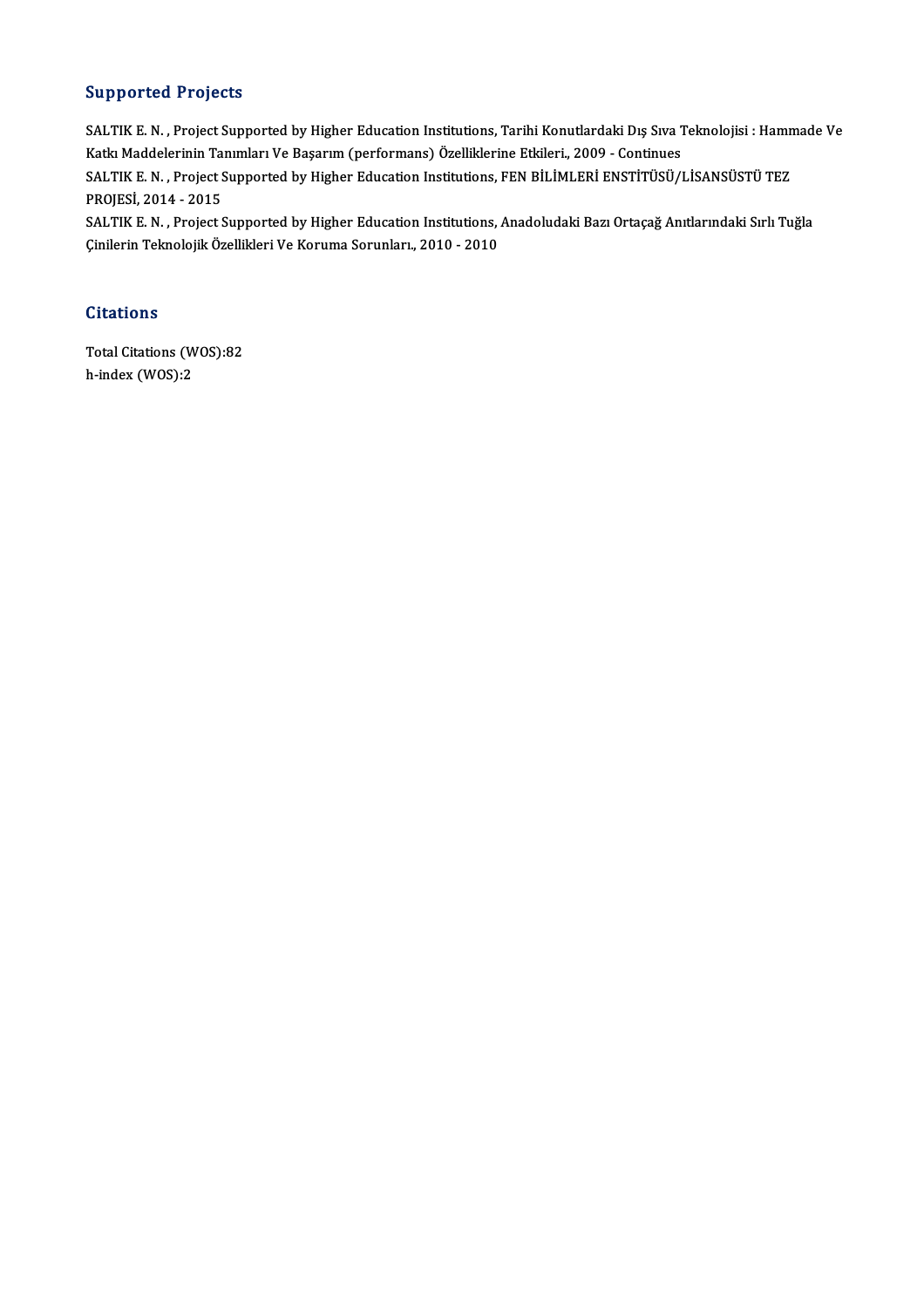## Supported Projects

SALTIK E. N. , Project Supported by Higher Education Institutions, Tarihi Konutlardaki Dış Sıva Teknolojisi : Hammade Ve Katkı Maddelerinin Tanımları Ve Başarım (performans) Özelliklerine Etkileri., 2009 - Continues

SALTIK E. N. , Project Supported by Higher Education Institutions, FEN BİLİMLERİ ENSTİTÜSÜ/LİSANSÜSTÜ TEZ PROJESİ, 2014 - 2015

SALTIK E. N. , Project Supported by Higher Education Institutions, Anadoludaki Bazı Ortaçağ Anıtlarındaki Sırlı Tuğla Çinilerin Teknolojik Özellikleri Ve Koruma Sorunları., 2010 - 2010

## Citations

Total Citations (WOS):82

h-index (WOS):2